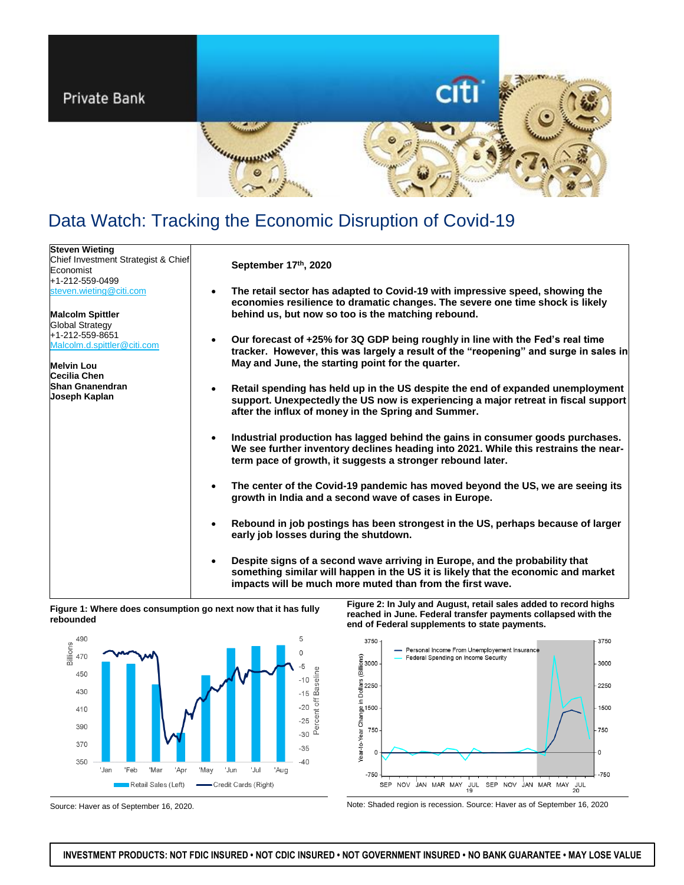Private Bank

# Data Watch: Tracking the Economic Disruption of Covid-19

**Steven Wieting**
Chief Investment Strategist & Chief Economist
+1-212-559-0499
steven.wieting@citi.com

**Malcolm Spittler**
Global Strategy
+1-212-559-8651
Malcolm.d.spittler@citi.com

**Melvin Lou**
**Cecilia Chen**
**Shan Gnanendran**
**Joseph Kaplan**

**September 17th, 2020**

- **The retail sector has adapted to Covid-19 with impressive speed, showing the economies resilience to dramatic changes. The severe one time shock is likely behind us, but now so too is the matching rebound.**

- **Our forecast of +25% for 3Q GDP being roughly in line with the Fed's real time tracker. However, this was largely a result of the "reopening" and surge in sales in May and June, the starting point for the quarter.**

- **Retail spending has held up in the US despite the end of expanded unemployment support. Unexpectedly the US now is experiencing a major retreat in fiscal support after the influx of money in the Spring and Summer.**

- **Industrial production has lagged behind the gains in consumer goods purchases. We see further inventory declines heading into 2021. While this restrains the near-term pace of growth, it suggests a stronger rebound later.**

- **The center of the Covid-19 pandemic has moved beyond the US, we are seeing its growth in India and a second wave of cases in Europe.**

- **Rebound in job postings has been strongest in the US, perhaps because of larger early job losses during the shutdown.**

- **Despite signs of a second wave arriving in Europe, and the probability that something similar will happen in the US it is likely that the economic and market impacts will be much more muted than from the first wave.**

**Figure 1: Where does consumption go next now that it has fully rebounded**

Source: Haver as of September 16, 2020.

**Figure 2: In July and August, retail sales added to record highs reached in June. Federal transfer payments collapsed with the end of Federal supplements to state payments.**

Note: Shaded region is recession. Source: Haver as of September 16, 2020

**INVESTMENT PRODUCTS: NOT FDIC INSURED • NOT CDIC INSURED • NOT GOVERNMENT INSURED • NO BANK GUARANTEE • MAY LOSE VALUE**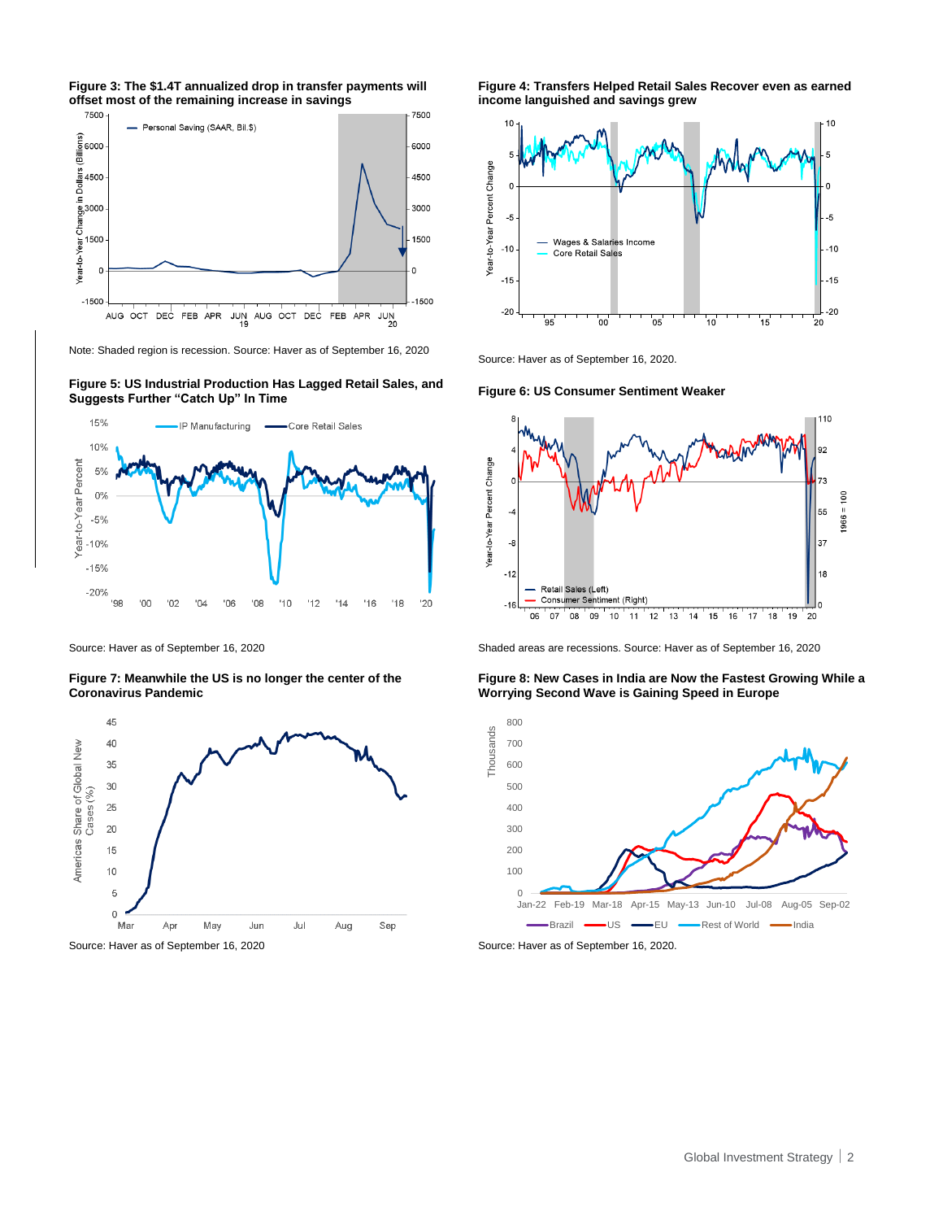**Figure 3: The $1.4T annualized drop in transfer payments will offset most of the remaining increase in savings**

Note: Shaded region is recession. Source: Haver as of September 16, 2020

**Figure 4: Transfers Helped Retail Sales Recover even as earned income languished and savings grew**

Source: Haver as of September 16, 2020.

**Figure 5: US Industrial Production Has Lagged Retail Sales, and Suggests Further "Catch Up" In Time**

Source: Haver as of September 16, 2020

**Figure 6: US Consumer Sentiment Weaker**

Shaded areas are recessions. Source: Haver as of September 16, 2020

**Figure 7: Meanwhile the US is no longer the center of the Coronavirus Pandemic**

Source: Haver as of September 16, 2020

**Figure 8: New Cases in India are Now the Fastest Growing While a Worrying Second Wave is Gaining Speed in Europe**

Source: Haver as of September 16, 2020.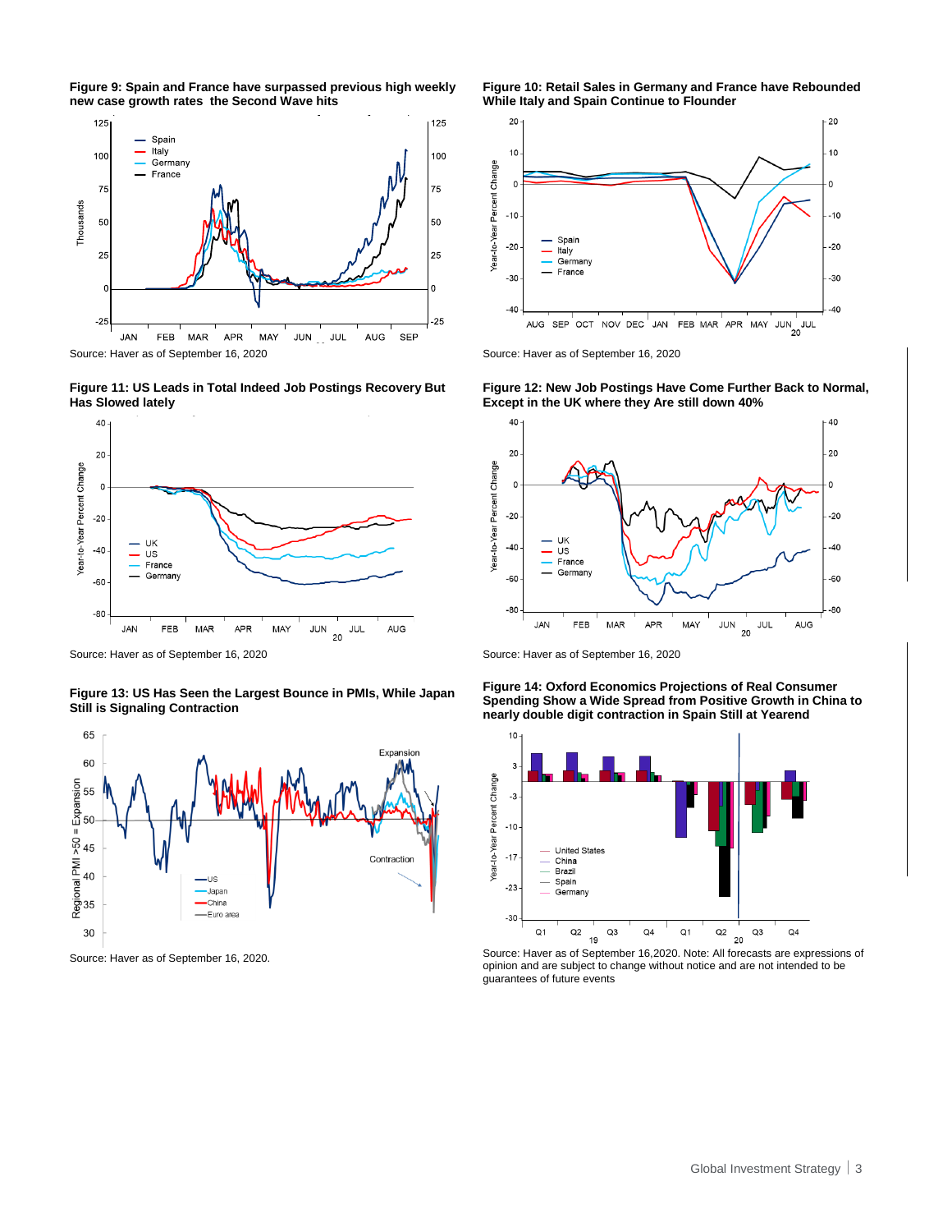**Figure 9: Spain and France have surpassed previous high weekly new case growth rates the Second Wave hits**

Source: Haver as of September 16, 2020

**Figure 10: Retail Sales in Germany and France have Rebounded While Italy and Spain Continue to Flounder**

Source: Haver as of September 16, 2020

**Figure 11: US Leads in Total Indeed Job Postings Recovery But Has Slowed lately**

Source: Haver as of September 16, 2020

**Figure 12: New Job Postings Have Come Further Back to Normal, Except in the UK where they Are still down 40%**

Source: Haver as of September 16, 2020

**Figure 13: US Has Seen the Largest Bounce in PMIs, While Japan Still is Signaling Contraction**

Source: Haver as of September 16, 2020.

**Figure 14: Oxford Economics Projections of Real Consumer Spending Show a Wide Spread from Positive Growth in China to nearly double digit contraction in Spain Still at Yearend**

Source: Haver as of September 16,2020. Note: All forecasts are expressions of opinion and are subject to change without notice and are not intended to be guarantees of future events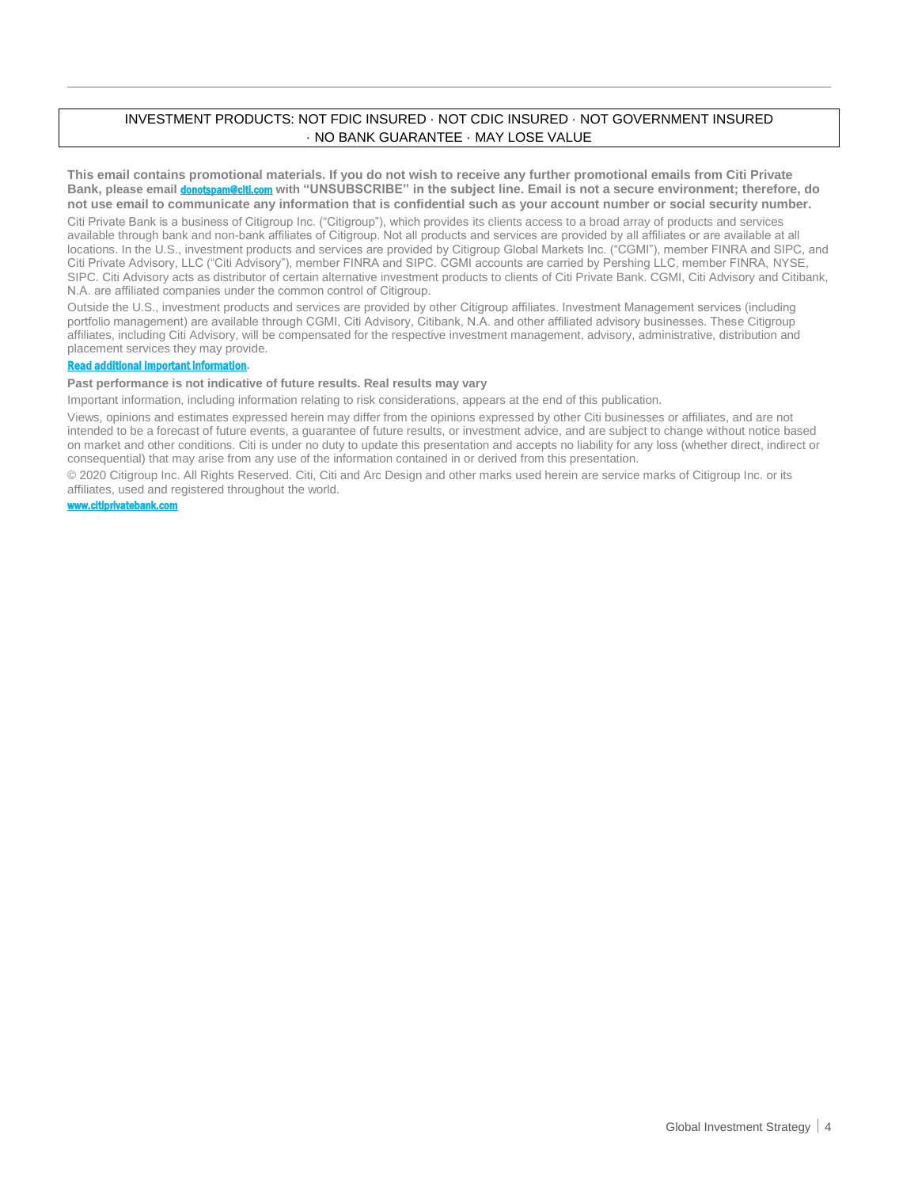INVESTMENT PRODUCTS: NOT FDIC INSURED · NOT CDIC INSURED · NOT GOVERNMENT INSURED · NO BANK GUARANTEE · MAY LOSE VALUE

**This email contains promotional materials. If you do not wish to receive any further promotional emails from Citi Private Bank, please email donotspam@citi.com with "UNSUBSCRIBE" in the subject line. Email is not a secure environment; therefore, do not use email to communicate any information that is confidential such as your account number or social security number.**

Citi Private Bank is a business of Citigroup Inc. ("Citigroup"), which provides its clients access to a broad array of products and services available through bank and non-bank affiliates of Citigroup. Not all products and services are provided by all affiliates or are available at all locations. In the U.S., investment products and services are provided by Citigroup Global Markets Inc. ("CGMI"), member FINRA and SIPC, and Citi Private Advisory, LLC ("Citi Advisory"), member FINRA and SIPC. CGMI accounts are carried by Pershing LLC, member FINRA, NYSE, SIPC. Citi Advisory acts as distributor of certain alternative investment products to clients of Citi Private Bank. CGMI, Citi Advisory and Citibank, N.A. are affiliated companies under the common control of Citigroup.

Outside the U.S., investment products and services are provided by other Citigroup affiliates. Investment Management services (including portfolio management) are available through CGMI, Citi Advisory, Citibank, N.A. and other affiliated advisory businesses. These Citigroup affiliates, including Citi Advisory, will be compensated for the respective investment management, advisory, administrative, distribution and placement services they may provide.

Read additional important information.

**Past performance is not indicative of future results. Real results may vary**

Important information, including information relating to risk considerations, appears at the end of this publication.

Views, opinions and estimates expressed herein may differ from the opinions expressed by other Citi businesses or affiliates, and are not intended to be a forecast of future events, a guarantee of future results, or investment advice, and are subject to change without notice based on market and other conditions. Citi is under no duty to update this presentation and accepts no liability for any loss (whether direct, indirect or consequential) that may arise from any use of the information contained in or derived from this presentation.

© 2020 Citigroup Inc. All Rights Reserved. Citi, Citi and Arc Design and other marks used herein are service marks of Citigroup Inc. or its affiliates, used and registered throughout the world.

www.citiprivatebank.com